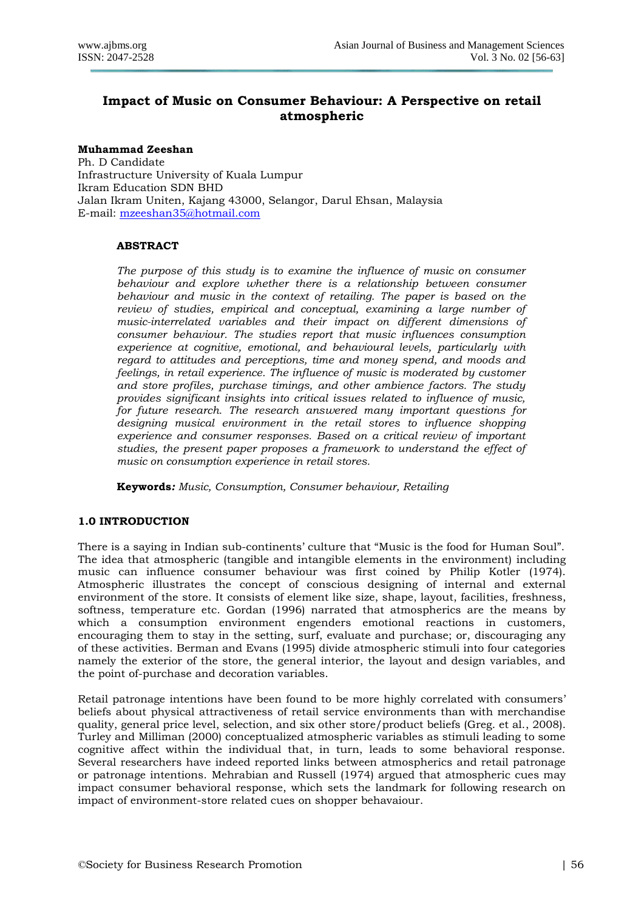# Impact of Music on Consumer Behaviour: A Perspective on retail atmospheric

**Muhammad Zeeshan**
Ph. D Candidate
Infrastructure University of Kuala Lumpur
Ikram Education SDN BHD
Jalan Ikram Uniten, Kajang 43000, Selangor, Darul Ehsan, Malaysia
E-mail: mzeeshan35@hotmail.com

## ABSTRACT

*The purpose of this study is to examine the influence of music on consumer behaviour and explore whether there is a relationship between consumer behaviour and music in the context of retailing. The paper is based on the review of studies, empirical and conceptual, examining a large number of music-interrelated variables and their impact on different dimensions of consumer behaviour. The studies report that music influences consumption experience at cognitive, emotional, and behavioural levels, particularly with regard to attitudes and perceptions, time and money spend, and moods and feelings, in retail experience. The influence of music is moderated by customer and store profiles, purchase timings, and other ambience factors. The study provides significant insights into critical issues related to influence of music, for future research. The research answered many important questions for designing musical environment in the retail stores to influence shopping experience and consumer responses. Based on a critical review of important studies, the present paper proposes a framework to understand the effect of music on consumption experience in retail stores.*

**Keywords***:* *Music, Consumption, Consumer behaviour, Retailing*

## 1.0 INTRODUCTION

There is a saying in Indian sub-continents' culture that "Music is the food for Human Soul". The idea that atmospheric (tangible and intangible elements in the environment) including music can influence consumer behaviour was first coined by Philip Kotler (1974). Atmospheric illustrates the concept of conscious designing of internal and external environment of the store. It consists of element like size, shape, layout, facilities, freshness, softness, temperature etc. Gordan (1996) narrated that atmospherics are the means by which a consumption environment engenders emotional reactions in customers, encouraging them to stay in the setting, surf, evaluate and purchase; or, discouraging any of these activities. Berman and Evans (1995) divide atmospheric stimuli into four categories namely the exterior of the store, the general interior, the layout and design variables, and the point of-purchase and decoration variables.

Retail patronage intentions have been found to be more highly correlated with consumers' beliefs about physical attractiveness of retail service environments than with merchandise quality, general price level, selection, and six other store/product beliefs (Greg. et al., 2008). Turley and Milliman (2000) conceptualized atmospheric variables as stimuli leading to some cognitive affect within the individual that, in turn, leads to some behavioral response. Several researchers have indeed reported links between atmospherics and retail patronage or patronage intentions. Mehrabian and Russell (1974) argued that atmospheric cues may impact consumer behavioral response, which sets the landmark for following research on impact of environment-store related cues on shopper behavaiour.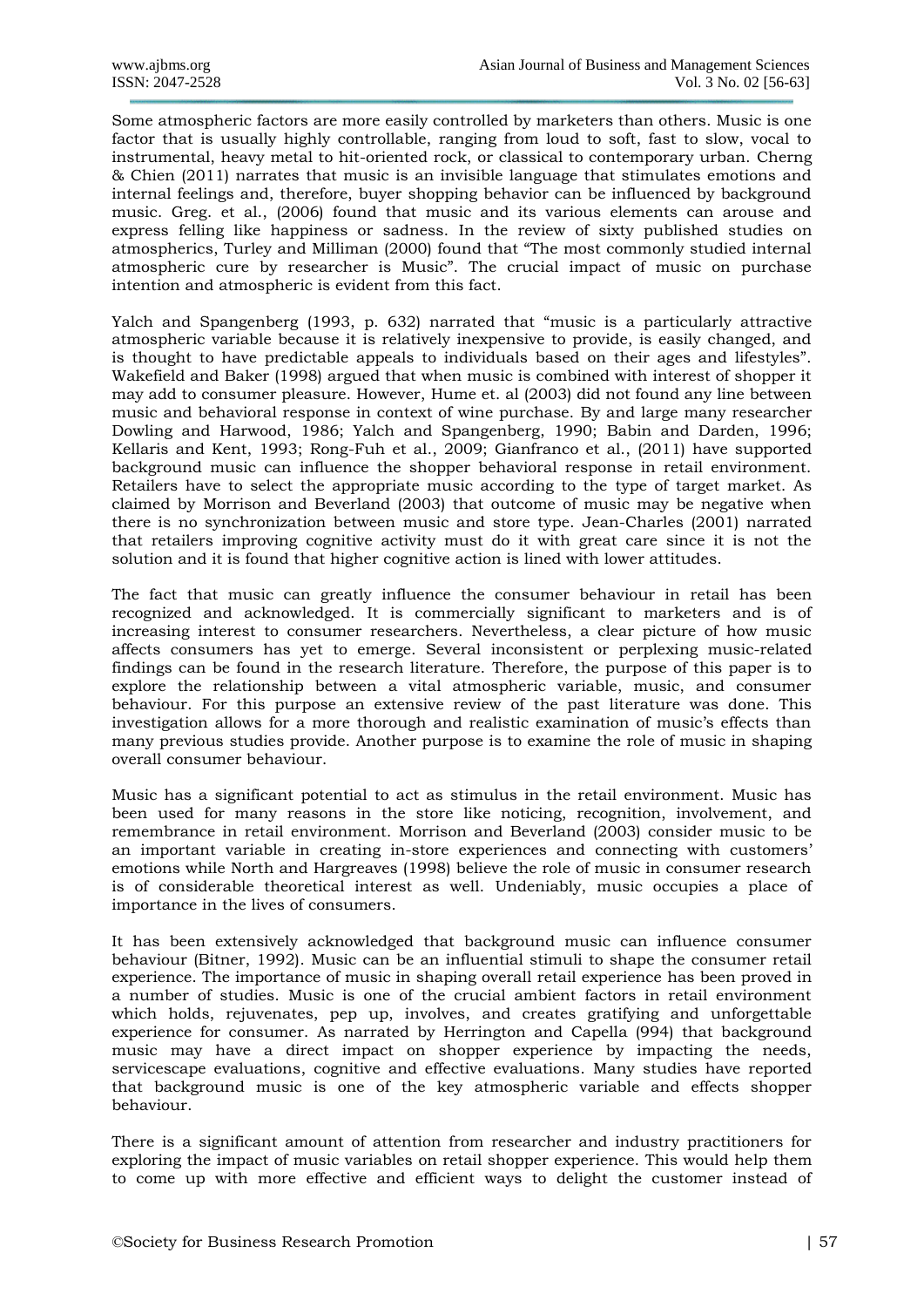Some atmospheric factors are more easily controlled by marketers than others. Music is one factor that is usually highly controllable, ranging from loud to soft, fast to slow, vocal to instrumental, heavy metal to hit-oriented rock, or classical to contemporary urban. Cherng & Chien (2011) narrates that music is an invisible language that stimulates emotions and internal feelings and, therefore, buyer shopping behavior can be influenced by background music. Greg. et al., (2006) found that music and its various elements can arouse and express felling like happiness or sadness. In the review of sixty published studies on atmospherics, Turley and Milliman (2000) found that "The most commonly studied internal atmospheric cure by researcher is Music". The crucial impact of music on purchase intention and atmospheric is evident from this fact.

Yalch and Spangenberg (1993, p. 632) narrated that "music is a particularly attractive atmospheric variable because it is relatively inexpensive to provide, is easily changed, and is thought to have predictable appeals to individuals based on their ages and lifestyles". Wakefield and Baker (1998) argued that when music is combined with interest of shopper it may add to consumer pleasure. However, Hume et. al (2003) did not found any line between music and behavioral response in context of wine purchase. By and large many researcher Dowling and Harwood, 1986; Yalch and Spangenberg, 1990; Babin and Darden, 1996; Kellaris and Kent, 1993; Rong-Fuh et al., 2009; Gianfranco et al., (2011) have supported background music can influence the shopper behavioral response in retail environment. Retailers have to select the appropriate music according to the type of target market. As claimed by Morrison and Beverland (2003) that outcome of music may be negative when there is no synchronization between music and store type. Jean-Charles (2001) narrated that retailers improving cognitive activity must do it with great care since it is not the solution and it is found that higher cognitive action is lined with lower attitudes.

The fact that music can greatly influence the consumer behaviour in retail has been recognized and acknowledged. It is commercially significant to marketers and is of increasing interest to consumer researchers. Nevertheless, a clear picture of how music affects consumers has yet to emerge. Several inconsistent or perplexing music-related findings can be found in the research literature. Therefore, the purpose of this paper is to explore the relationship between a vital atmospheric variable, music, and consumer behaviour. For this purpose an extensive review of the past literature was done. This investigation allows for a more thorough and realistic examination of music's effects than many previous studies provide. Another purpose is to examine the role of music in shaping overall consumer behaviour.

Music has a significant potential to act as stimulus in the retail environment. Music has been used for many reasons in the store like noticing, recognition, involvement, and remembrance in retail environment. Morrison and Beverland (2003) consider music to be an important variable in creating in-store experiences and connecting with customers' emotions while North and Hargreaves (1998) believe the role of music in consumer research is of considerable theoretical interest as well. Undeniably, music occupies a place of importance in the lives of consumers.

It has been extensively acknowledged that background music can influence consumer behaviour (Bitner, 1992). Music can be an influential stimuli to shape the consumer retail experience. The importance of music in shaping overall retail experience has been proved in a number of studies. Music is one of the crucial ambient factors in retail environment which holds, rejuvenates, pep up, involves, and creates gratifying and unforgettable experience for consumer. As narrated by Herrington and Capella (994) that background music may have a direct impact on shopper experience by impacting the needs, servicescape evaluations, cognitive and effective evaluations. Many studies have reported that background music is one of the key atmospheric variable and effects shopper behaviour.

There is a significant amount of attention from researcher and industry practitioners for exploring the impact of music variables on retail shopper experience. This would help them to come up with more effective and efficient ways to delight the customer instead of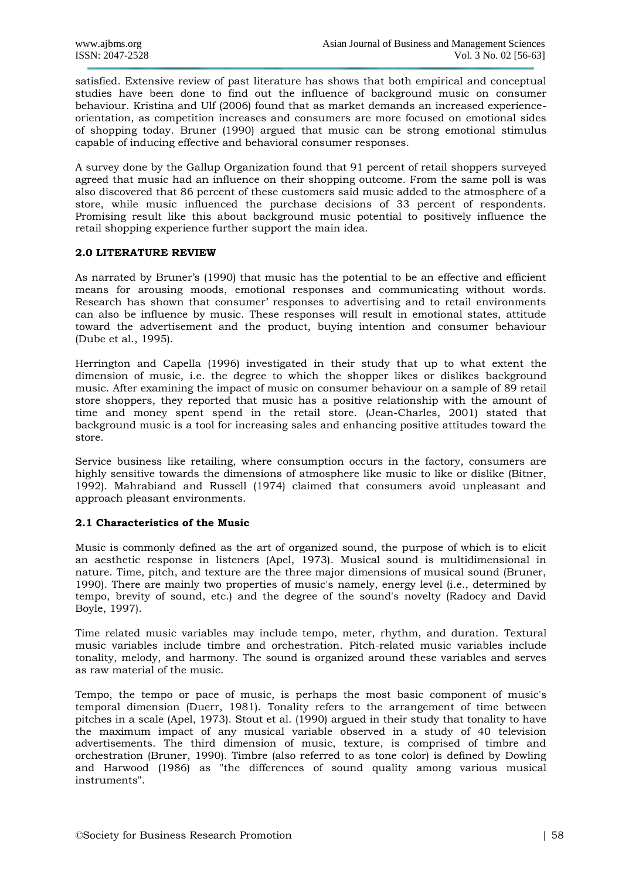satisfied. Extensive review of past literature has shows that both empirical and conceptual studies have been done to find out the influence of background music on consumer behaviour. Kristina and Ulf (2006) found that as market demands an increased experience-orientation, as competition increases and consumers are more focused on emotional sides of shopping today. Bruner (1990) argued that music can be strong emotional stimulus capable of inducing effective and behavioral consumer responses.

A survey done by the Gallup Organization found that 91 percent of retail shoppers surveyed agreed that music had an influence on their shopping outcome. From the same poll is was also discovered that 86 percent of these customers said music added to the atmosphere of a store, while music influenced the purchase decisions of 33 percent of respondents. Promising result like this about background music potential to positively influence the retail shopping experience further support the main idea.

## 2.0 LITERATURE REVIEW

As narrated by Bruner's (1990) that music has the potential to be an effective and efficient means for arousing moods, emotional responses and communicating without words. Research has shown that consumer' responses to advertising and to retail environments can also be influence by music. These responses will result in emotional states, attitude toward the advertisement and the product, buying intention and consumer behaviour (Dube et al., 1995).

Herrington and Capella (1996) investigated in their study that up to what extent the dimension of music, i.e. the degree to which the shopper likes or dislikes background music. After examining the impact of music on consumer behaviour on a sample of 89 retail store shoppers, they reported that music has a positive relationship with the amount of time and money spent spend in the retail store. (Jean-Charles, 2001) stated that background music is a tool for increasing sales and enhancing positive attitudes toward the store.

Service business like retailing, where consumption occurs in the factory, consumers are highly sensitive towards the dimensions of atmosphere like music to like or dislike (Bitner, 1992). Mahrabiand and Russell (1974) claimed that consumers avoid unpleasant and approach pleasant environments.

### 2.1 Characteristics of the Music

Music is commonly defined as the art of organized sound, the purpose of which is to elicit an aesthetic response in listeners (Apel, 1973). Musical sound is multidimensional in nature. Time, pitch, and texture are the three major dimensions of musical sound (Bruner, 1990). There are mainly two properties of music's namely, energy level (i.e., determined by tempo, brevity of sound, etc.) and the degree of the sound's novelty (Radocy and David Boyle, 1997).

Time related music variables may include tempo, meter, rhythm, and duration. Textural music variables include timbre and orchestration. Pitch-related music variables include tonality, melody, and harmony. The sound is organized around these variables and serves as raw material of the music.

Tempo, the tempo or pace of music, is perhaps the most basic component of music's temporal dimension (Duerr, 1981). Tonality refers to the arrangement of time between pitches in a scale (Apel, 1973). Stout et al. (1990) argued in their study that tonality to have the maximum impact of any musical variable observed in a study of 40 television advertisements. The third dimension of music, texture, is comprised of timbre and orchestration (Bruner, 1990). Timbre (also referred to as tone color) is defined by Dowling and Harwood (1986) as "the differences of sound quality among various musical instruments".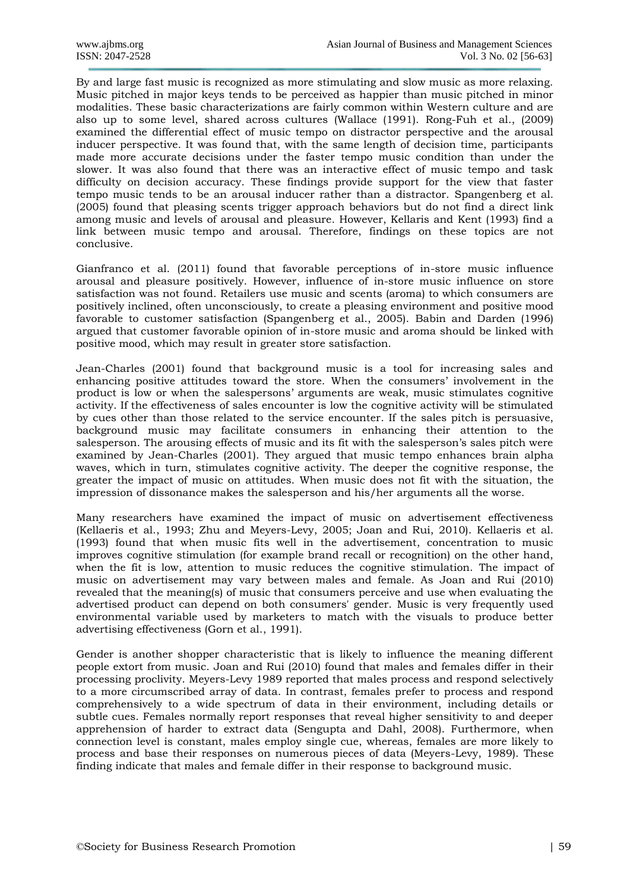By and large fast music is recognized as more stimulating and slow music as more relaxing. Music pitched in major keys tends to be perceived as happier than music pitched in minor modalities. These basic characterizations are fairly common within Western culture and are also up to some level, shared across cultures (Wallace (1991). Rong-Fuh et al., (2009) examined the differential effect of music tempo on distractor perspective and the arousal inducer perspective. It was found that, with the same length of decision time, participants made more accurate decisions under the faster tempo music condition than under the slower. It was also found that there was an interactive effect of music tempo and task difficulty on decision accuracy. These findings provide support for the view that faster tempo music tends to be an arousal inducer rather than a distractor. Spangenberg et al. (2005) found that pleasing scents trigger approach behaviors but do not find a direct link among music and levels of arousal and pleasure. However, Kellaris and Kent (1993) find a link between music tempo and arousal. Therefore, findings on these topics are not conclusive.

Gianfranco et al. (2011) found that favorable perceptions of in-store music influence arousal and pleasure positively. However, influence of in-store music influence on store satisfaction was not found. Retailers use music and scents (aroma) to which consumers are positively inclined, often unconsciously, to create a pleasing environment and positive mood favorable to customer satisfaction (Spangenberg et al., 2005). Babin and Darden (1996) argued that customer favorable opinion of in-store music and aroma should be linked with positive mood, which may result in greater store satisfaction.

Jean-Charles (2001) found that background music is a tool for increasing sales and enhancing positive attitudes toward the store. When the consumers' involvement in the product is low or when the salespersons' arguments are weak, music stimulates cognitive activity. If the effectiveness of sales encounter is low the cognitive activity will be stimulated by cues other than those related to the service encounter. If the sales pitch is persuasive, background music may facilitate consumers in enhancing their attention to the salesperson. The arousing effects of music and its fit with the salesperson's sales pitch were examined by Jean-Charles (2001). They argued that music tempo enhances brain alpha waves, which in turn, stimulates cognitive activity. The deeper the cognitive response, the greater the impact of music on attitudes. When music does not fit with the situation, the impression of dissonance makes the salesperson and his/her arguments all the worse.

Many researchers have examined the impact of music on advertisement effectiveness (Kellaeris et al., 1993; Zhu and Meyers-Levy, 2005; Joan and Rui, 2010). Kellaeris et al. (1993) found that when music fits well in the advertisement, concentration to music improves cognitive stimulation (for example brand recall or recognition) on the other hand, when the fit is low, attention to music reduces the cognitive stimulation. The impact of music on advertisement may vary between males and female. As Joan and Rui (2010) revealed that the meaning(s) of music that consumers perceive and use when evaluating the advertised product can depend on both consumers' gender. Music is very frequently used environmental variable used by marketers to match with the visuals to produce better advertising effectiveness (Gorn et al., 1991).

Gender is another shopper characteristic that is likely to influence the meaning different people extort from music. Joan and Rui (2010) found that males and females differ in their processing proclivity. Meyers-Levy 1989 reported that males process and respond selectively to a more circumscribed array of data. In contrast, females prefer to process and respond comprehensively to a wide spectrum of data in their environment, including details or subtle cues. Females normally report responses that reveal higher sensitivity to and deeper apprehension of harder to extract data (Sengupta and Dahl, 2008). Furthermore, when connection level is constant, males employ single cue, whereas, females are more likely to process and base their responses on numerous pieces of data (Meyers-Levy, 1989). These finding indicate that males and female differ in their response to background music.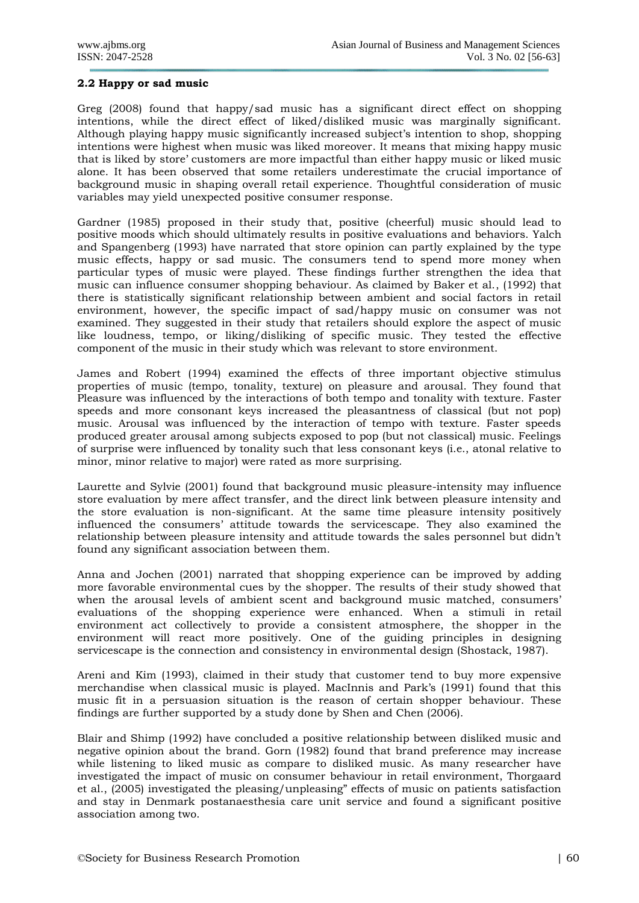### 2.2 Happy or sad music

Greg (2008) found that happy/sad music has a significant direct effect on shopping intentions, while the direct effect of liked/disliked music was marginally significant. Although playing happy music significantly increased subject's intention to shop, shopping intentions were highest when music was liked moreover. It means that mixing happy music that is liked by store' customers are more impactful than either happy music or liked music alone. It has been observed that some retailers underestimate the crucial importance of background music in shaping overall retail experience. Thoughtful consideration of music variables may yield unexpected positive consumer response.

Gardner (1985) proposed in their study that, positive (cheerful) music should lead to positive moods which should ultimately results in positive evaluations and behaviors. Yalch and Spangenberg (1993) have narrated that store opinion can partly explained by the type music effects, happy or sad music. The consumers tend to spend more money when particular types of music were played. These findings further strengthen the idea that music can influence consumer shopping behaviour. As claimed by Baker et al., (1992) that there is statistically significant relationship between ambient and social factors in retail environment, however, the specific impact of sad/happy music on consumer was not examined. They suggested in their study that retailers should explore the aspect of music like loudness, tempo, or liking/disliking of specific music. They tested the effective component of the music in their study which was relevant to store environment.

James and Robert (1994) examined the effects of three important objective stimulus properties of music (tempo, tonality, texture) on pleasure and arousal. They found that Pleasure was influenced by the interactions of both tempo and tonality with texture. Faster speeds and more consonant keys increased the pleasantness of classical (but not pop) music. Arousal was influenced by the interaction of tempo with texture. Faster speeds produced greater arousal among subjects exposed to pop (but not classical) music. Feelings of surprise were influenced by tonality such that less consonant keys (i.e., atonal relative to minor, minor relative to major) were rated as more surprising.

Laurette and Sylvie (2001) found that background music pleasure-intensity may influence store evaluation by mere affect transfer, and the direct link between pleasure intensity and the store evaluation is non-significant. At the same time pleasure intensity positively influenced the consumers' attitude towards the servicescape. They also examined the relationship between pleasure intensity and attitude towards the sales personnel but didn't found any significant association between them.

Anna and Jochen (2001) narrated that shopping experience can be improved by adding more favorable environmental cues by the shopper. The results of their study showed that when the arousal levels of ambient scent and background music matched, consumers' evaluations of the shopping experience were enhanced. When a stimuli in retail environment act collectively to provide a consistent atmosphere, the shopper in the environment will react more positively. One of the guiding principles in designing servicescape is the connection and consistency in environmental design (Shostack, 1987).

Areni and Kim (1993), claimed in their study that customer tend to buy more expensive merchandise when classical music is played. MacInnis and Park's (1991) found that this music fit in a persuasion situation is the reason of certain shopper behaviour. These findings are further supported by a study done by Shen and Chen (2006).

Blair and Shimp (1992) have concluded a positive relationship between disliked music and negative opinion about the brand. Gorn (1982) found that brand preference may increase while listening to liked music as compare to disliked music. As many researcher have investigated the impact of music on consumer behaviour in retail environment, Thorgaard et al., (2005) investigated the pleasing/unpleasing" effects of music on patients satisfaction and stay in Denmark postanaesthesia care unit service and found a significant positive association among two.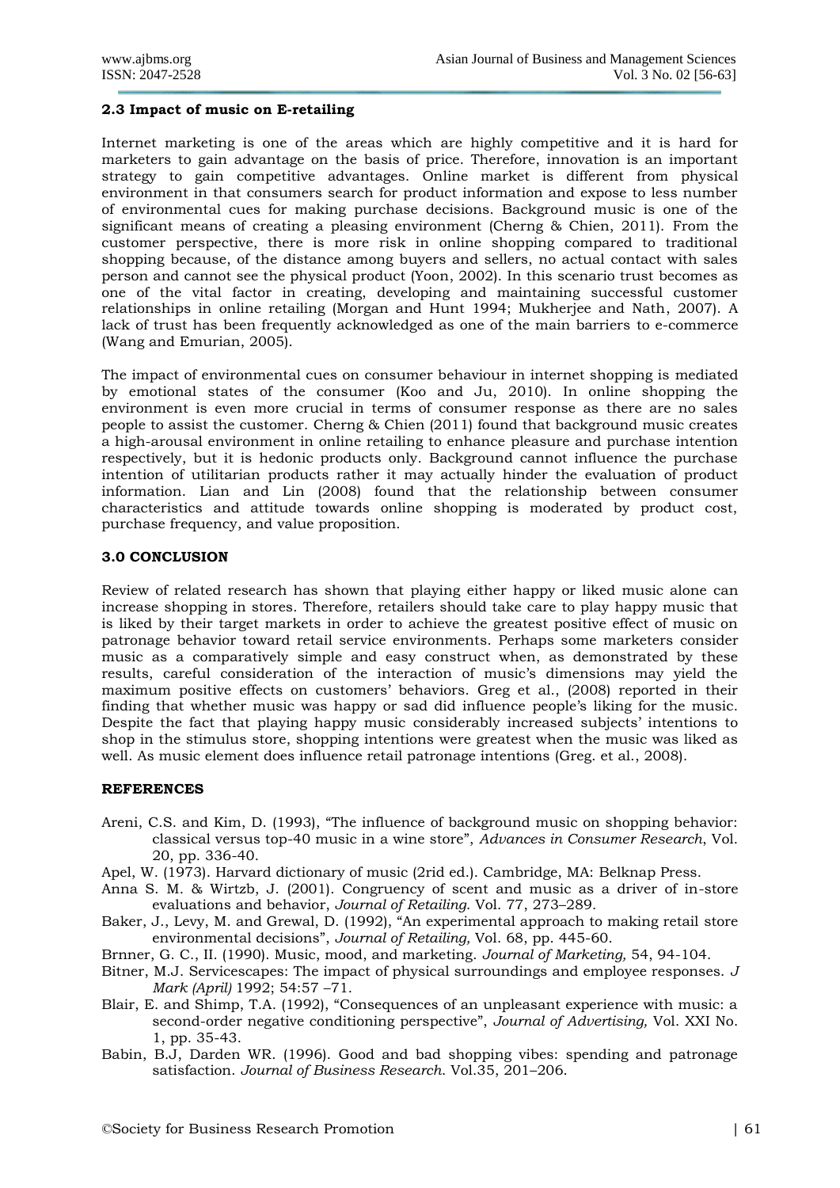### 2.3 Impact of music on E-retailing

Internet marketing is one of the areas which are highly competitive and it is hard for marketers to gain advantage on the basis of price. Therefore, innovation is an important strategy to gain competitive advantages. Online market is different from physical environment in that consumers search for product information and expose to less number of environmental cues for making purchase decisions. Background music is one of the significant means of creating a pleasing environment (Cherng & Chien, 2011). From the customer perspective, there is more risk in online shopping compared to traditional shopping because, of the distance among buyers and sellers, no actual contact with sales person and cannot see the physical product (Yoon, 2002). In this scenario trust becomes as one of the vital factor in creating, developing and maintaining successful customer relationships in online retailing (Morgan and Hunt 1994; Mukherjee and Nath, 2007). A lack of trust has been frequently acknowledged as one of the main barriers to e-commerce (Wang and Emurian, 2005).

The impact of environmental cues on consumer behaviour in internet shopping is mediated by emotional states of the consumer (Koo and Ju, 2010). In online shopping the environment is even more crucial in terms of consumer response as there are no sales people to assist the customer. Cherng & Chien (2011) found that background music creates a high-arousal environment in online retailing to enhance pleasure and purchase intention respectively, but it is hedonic products only. Background cannot influence the purchase intention of utilitarian products rather it may actually hinder the evaluation of product information. Lian and Lin (2008) found that the relationship between consumer characteristics and attitude towards online shopping is moderated by product cost, purchase frequency, and value proposition.

## 3.0 CONCLUSION

Review of related research has shown that playing either happy or liked music alone can increase shopping in stores. Therefore, retailers should take care to play happy music that is liked by their target markets in order to achieve the greatest positive effect of music on patronage behavior toward retail service environments. Perhaps some marketers consider music as a comparatively simple and easy construct when, as demonstrated by these results, careful consideration of the interaction of music's dimensions may yield the maximum positive effects on customers' behaviors. Greg et al., (2008) reported in their finding that whether music was happy or sad did influence people's liking for the music. Despite the fact that playing happy music considerably increased subjects' intentions to shop in the stimulus store, shopping intentions were greatest when the music was liked as well. As music element does influence retail patronage intentions (Greg. et al., 2008).

## REFERENCES

- Areni, C.S. and Kim, D. (1993), "The influence of background music on shopping behavior: classical versus top-40 music in a wine store", *Advances in Consumer Research*, Vol. 20, pp. 336-40.
- Apel, W. (1973). Harvard dictionary of music (2rid ed.). Cambridge, MA: Belknap Press.
- Anna S. M. & Wirtzb, J. (2001). Congruency of scent and music as a driver of in-store evaluations and behavior, *Journal of Retailing*. Vol. 77, 273–289.
- Baker, J., Levy, M. and Grewal, D. (1992), "An experimental approach to making retail store environmental decisions", *Journal of Retailing,* Vol. 68, pp. 445-60.
- Brnner, G. C., II. (1990). Music, mood, and marketing. *Journal of Marketing,* 54, 94-104.
- Bitner, M.J. Servicescapes: The impact of physical surroundings and employee responses. *J Mark (April)* 1992; 54:57 –71.
- Blair, E. and Shimp, T.A. (1992), "Consequences of an unpleasant experience with music: a second-order negative conditioning perspective", *Journal of Advertising,* Vol. XXI No. 1, pp. 35-43.
- Babin, B.J, Darden WR. (1996). Good and bad shopping vibes: spending and patronage satisfaction. *Journal of Business Research*. Vol.35, 201–206.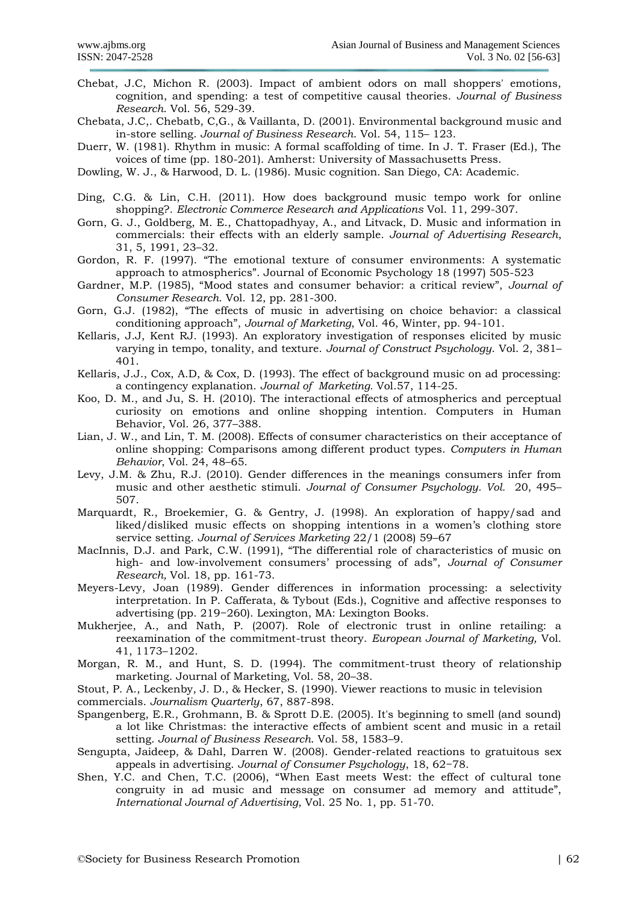Chebat, J.C, Michon R. (2003). Impact of ambient odors on mall shoppers' emotions, cognition, and spending: a test of competitive causal theories. *Journal of Business Research*. Vol. 56, 529-39.

Chebata, J.C,. Chebatb, C,G., & Vaillanta, D. (2001). Environmental background music and in-store selling. *Journal of Business Research*. Vol. 54, 115– 123.

Duerr, W. (1981). Rhythm in music: A formal scaffolding of time. In J. T. Fraser (Ed.), The voices of time (pp. 180-201). Amherst: University of Massachusetts Press.

Dowling, W. J., & Harwood, D. L. (1986). Music cognition. San Diego, CA: Academic.

Ding, C.G. & Lin, C.H. (2011). How does background music tempo work for online shopping?. *Electronic Commerce Research and Applications* Vol. 11, 299-307.

Gorn, G. J., Goldberg, M. E., Chattopadhyay, A., and Litvack, D. Music and information in commercials: their effects with an elderly sample. *Journal of Advertising Research*, 31, 5, 1991, 23–32.

Gordon, R. F. (1997). "The emotional texture of consumer environments: A systematic approach to atmospherics". Journal of Economic Psychology 18 (1997) 505-523

Gardner, M.P. (1985), "Mood states and consumer behavior: a critical review", *Journal of Consumer Research*. Vol. 12, pp. 281-300.

Gorn, G.J. (1982), "The effects of music in advertising on choice behavior: a classical conditioning approach", *Journal of Marketing*, Vol. 46, Winter, pp. 94-101.

Kellaris, J.J, Kent RJ. (1993). An exploratory investigation of responses elicited by music varying in tempo, tonality, and texture. *Journal of Construct Psychology*. Vol. 2, 381–401.

Kellaris, J.J., Cox, A.D, & Cox, D. (1993). The effect of background music on ad processing: a contingency explanation. *Journal of Marketing*. Vol.57, 114-25.

Koo, D. M., and Ju, S. H. (2010). The interactional effects of atmospherics and perceptual curiosity on emotions and online shopping intention. Computers in Human Behavior, Vol. 26, 377–388.

Lian, J. W., and Lin, T. M. (2008). Effects of consumer characteristics on their acceptance of online shopping: Comparisons among different product types. *Computers in Human Behavior*, Vol. 24, 48–65.

Levy, J.M. & Zhu, R.J. (2010). Gender differences in the meanings consumers infer from music and other aesthetic stimuli. *Journal of Consumer Psychology. Vol.* 20, 495–507.

Marquardt, R., Broekemier, G. & Gentry, J. (1998). An exploration of happy/sad and liked/disliked music effects on shopping intentions in a women's clothing store service setting. *Journal of Services Marketing* 22/1 (2008) 59–67

MacInnis, D.J. and Park, C.W. (1991), "The differential role of characteristics of music on high- and low-involvement consumers' processing of ads", *Journal of Consumer Research,* Vol. 18, pp. 161-73.

Meyers-Levy, Joan (1989). Gender differences in information processing: a selectivity interpretation. In P. Cafferata, & Tybout (Eds.), Cognitive and affective responses to advertising (pp. 219−260). Lexington, MA: Lexington Books.

Mukherjee, A., and Nath, P. (2007). Role of electronic trust in online retailing: a reexamination of the commitment-trust theory. *European Journal of Marketing,* Vol. 41, 1173–1202.

Morgan, R. M., and Hunt, S. D. (1994). The commitment-trust theory of relationship marketing. Journal of Marketing, Vol. 58, 20–38.

Stout, P. A., Leckenby, J. D., & Hecker, S. (1990). Viewer reactions to music in television commercials. *Journalism Quarterly*, 67, 887-898.

Spangenberg, E.R., Grohmann, B. & Sprott D.E. (2005). It's beginning to smell (and sound) a lot like Christmas: the interactive effects of ambient scent and music in a retail setting. *Journal of Business Research*. Vol. 58, 1583–9.

Sengupta, Jaideep, & Dahl, Darren W. (2008). Gender-related reactions to gratuitous sex appeals in advertising. *Journal of Consumer Psychology*, 18, 62−78.

Shen, Y.C. and Chen, T.C. (2006), "When East meets West: the effect of cultural tone congruity in ad music and message on consumer ad memory and attitude", *International Journal of Advertising*, Vol. 25 No. 1, pp. 51-70.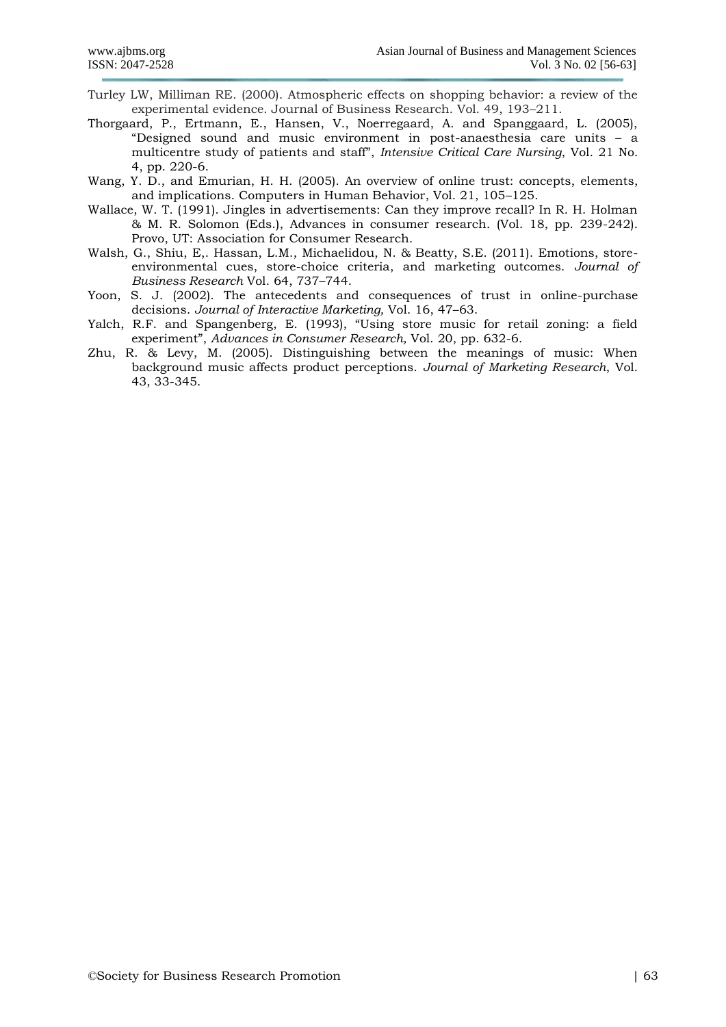Turley LW, Milliman RE. (2000). Atmospheric effects on shopping behavior: a review of the experimental evidence. Journal of Business Research. Vol. 49, 193–211.

Thorgaard, P., Ertmann, E., Hansen, V., Noerregaard, A. and Spanggaard, L. (2005), "Designed sound and music environment in post-anaesthesia care units – a multicentre study of patients and staff", *Intensive Critical Care Nursing*, Vol. 21 No. 4, pp. 220-6.

Wang, Y. D., and Emurian, H. H. (2005). An overview of online trust: concepts, elements, and implications. Computers in Human Behavior, Vol. 21, 105–125.

Wallace, W. T. (1991). Jingles in advertisements: Can they improve recall? In R. H. Holman & M. R. Solomon (Eds.), Advances in consumer research. (Vol. 18, pp. 239-242). Provo, UT: Association for Consumer Research.

Walsh, G., Shiu, E,. Hassan, L.M., Michaelidou, N. & Beatty, S.E. (2011). Emotions, store-environmental cues, store-choice criteria, and marketing outcomes. *Journal of Business Research* Vol. 64, 737–744.

Yoon, S. J. (2002). The antecedents and consequences of trust in online-purchase decisions. *Journal of Interactive Marketing,* Vol. 16, 47–63.

Yalch, R.F. and Spangenberg, E. (1993), "Using store music for retail zoning: a field experiment", *Advances in Consumer Research,* Vol. 20, pp. 632-6.

Zhu, R. & Levy, M. (2005). Distinguishing between the meanings of music: When background music affects product perceptions. *Journal of Marketing Research*, Vol. 43, 33-345.